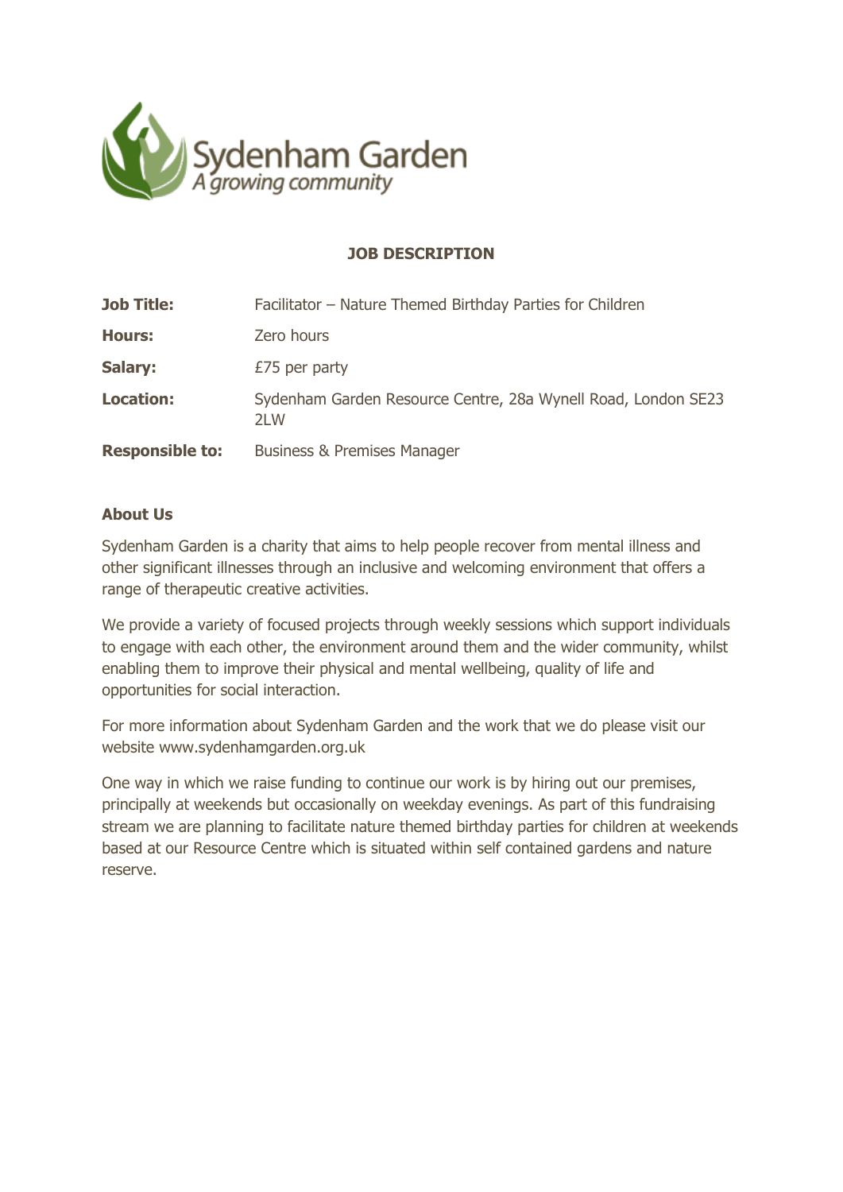Sydenham Garden
*A growing community*

## JOB DESCRIPTION

| | |
|---|---|
| **Job Title:** | Facilitator – Nature Themed Birthday Parties for Children |
| **Hours:** | Zero hours |
| **Salary:** | £75 per party |
| **Location:** | Sydenham Garden Resource Centre, 28a Wynell Road, London SE23 2LW |
| **Responsible to:** | Business & Premises Manager |

### About Us

Sydenham Garden is a charity that aims to help people recover from mental illness and other significant illnesses through an inclusive and welcoming environment that offers a range of therapeutic creative activities.

We provide a variety of focused projects through weekly sessions which support individuals to engage with each other, the environment around them and the wider community, whilst enabling them to improve their physical and mental wellbeing, quality of life and opportunities for social interaction.

For more information about Sydenham Garden and the work that we do please visit our website www.sydenhamgarden.org.uk

One way in which we raise funding to continue our work is by hiring out our premises, principally at weekends but occasionally on weekday evenings. As part of this fundraising stream we are planning to facilitate nature themed birthday parties for children at weekends based at our Resource Centre which is situated within self contained gardens and nature reserve.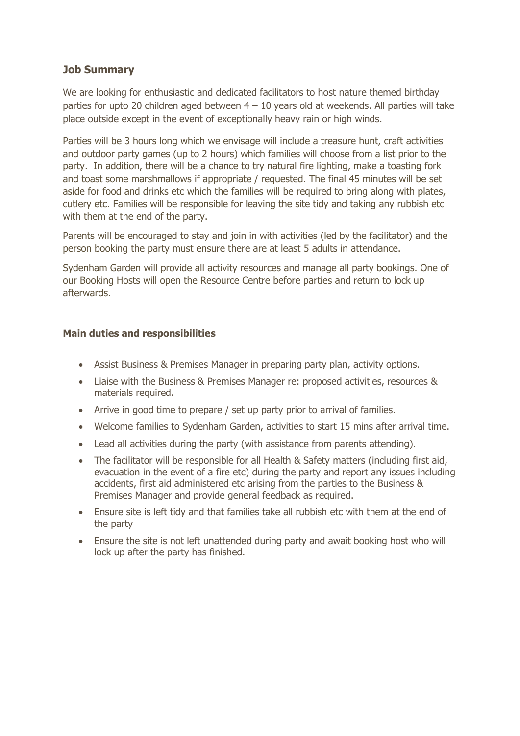## Job Summary

We are looking for enthusiastic and dedicated facilitators to host nature themed birthday parties for upto 20 children aged between 4 – 10 years old at weekends. All parties will take place outside except in the event of exceptionally heavy rain or high winds.

Parties will be 3 hours long which we envisage will include a treasure hunt, craft activities and outdoor party games (up to 2 hours) which families will choose from a list prior to the party. In addition, there will be a chance to try natural fire lighting, make a toasting fork and toast some marshmallows if appropriate / requested. The final 45 minutes will be set aside for food and drinks etc which the families will be required to bring along with plates, cutlery etc. Families will be responsible for leaving the site tidy and taking any rubbish etc with them at the end of the party.

Parents will be encouraged to stay and join in with activities (led by the facilitator) and the person booking the party must ensure there are at least 5 adults in attendance.

Sydenham Garden will provide all activity resources and manage all party bookings. One of our Booking Hosts will open the Resource Centre before parties and return to lock up afterwards.

### Main duties and responsibilities

- Assist Business & Premises Manager in preparing party plan, activity options.
- Liaise with the Business & Premises Manager re: proposed activities, resources & materials required.
- Arrive in good time to prepare / set up party prior to arrival of families.
- Welcome families to Sydenham Garden, activities to start 15 mins after arrival time.
- Lead all activities during the party (with assistance from parents attending).
- The facilitator will be responsible for all Health & Safety matters (including first aid, evacuation in the event of a fire etc) during the party and report any issues including accidents, first aid administered etc arising from the parties to the Business & Premises Manager and provide general feedback as required.
- Ensure site is left tidy and that families take all rubbish etc with them at the end of the party
- Ensure the site is not left unattended during party and await booking host who will lock up after the party has finished.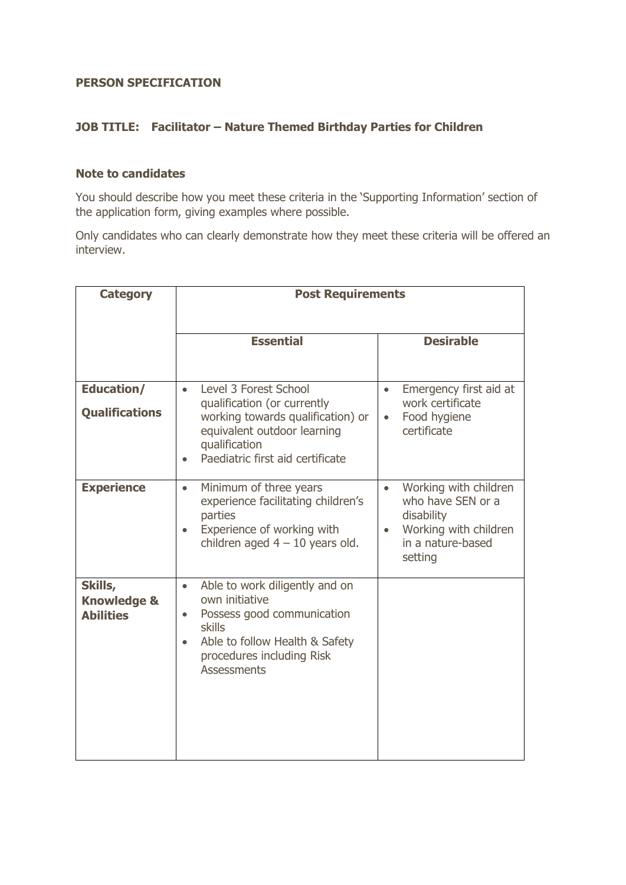**PERSON SPECIFICATION**

**JOB TITLE: Facilitator – Nature Themed Birthday Parties for Children**

**Note to candidates**

You should describe how you meet these criteria in the 'Supporting Information' section of the application form, giving examples where possible.

Only candidates who can clearly demonstrate how they meet these criteria will be offered an interview.

| Category | Post Requirements | |
|---|---|---|
| | **Essential** | **Desirable** |
| **Education/ Qualifications** | • Level 3 Forest School qualification (or currently working towards qualification) or equivalent outdoor learning qualification<br>• Paediatric first aid certificate | • Emergency first aid at work certificate<br>• Food hygiene certificate |
| **Experience** | • Minimum of three years experience facilitating children's parties<br>• Experience of working with children aged 4 – 10 years old. | • Working with children who have SEN or a disability<br>• Working with children in a nature-based setting |
| **Skills, Knowledge & Abilities** | • Able to work diligently and on own initiative<br>• Possess good communication skills<br>• Able to follow Health & Safety procedures including Risk Assessments | |